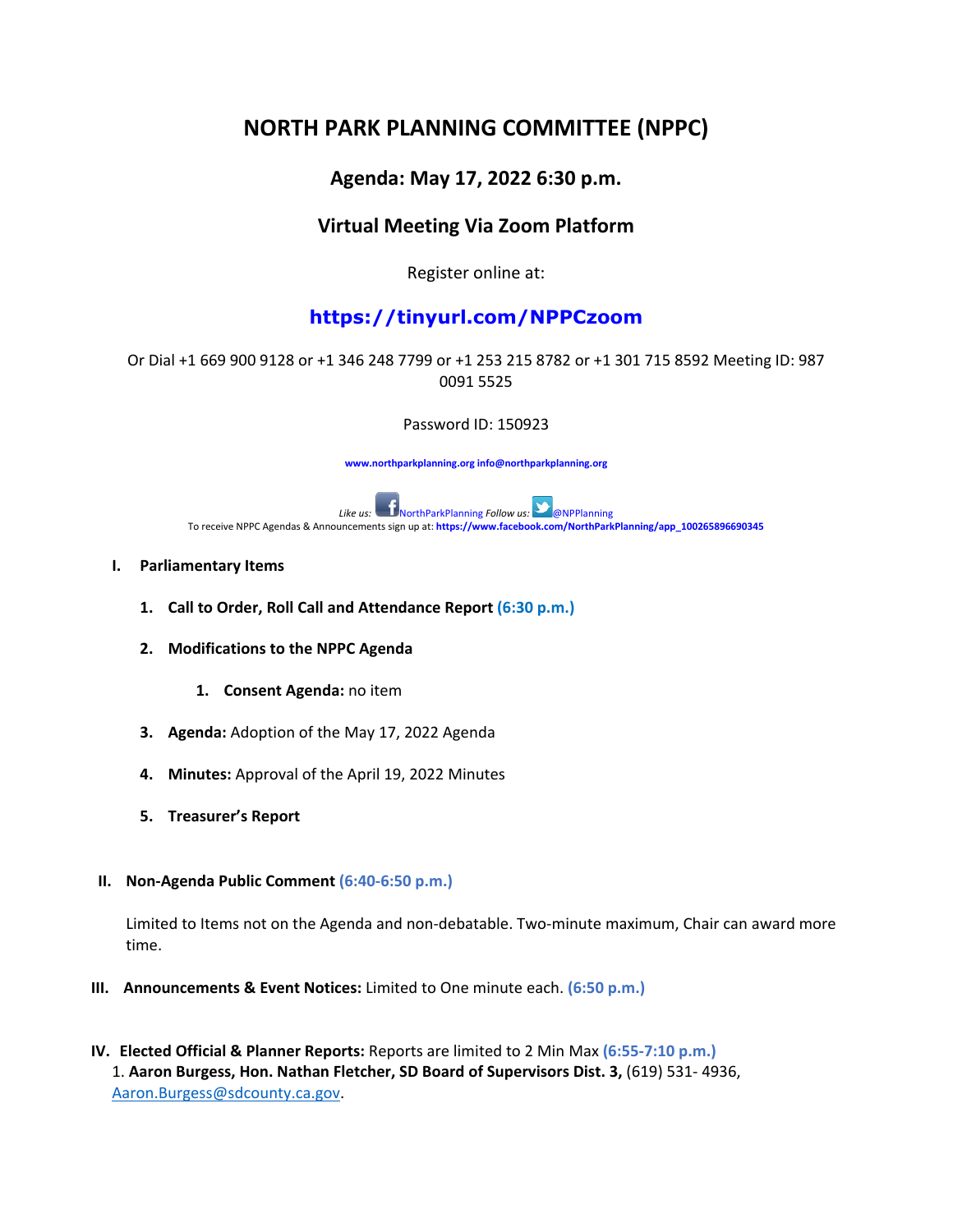# NORTH PARK PLANNING COMMITTEE (NPPC)

## Agenda: May 17, 2022 6:30 p.m.

## Virtual Meeting Via Zoom Platform

Register online at:

## https://tinyurl.com/NPPCzoom

Or Dial +1 669 900 9128 or +1 346 248 7799 or +1 253 215 8782 or +1 301 715 8592 Meeting ID: 987 0091 5525

Password ID: 150923

**www.northparkplanning.org info@northparkplanning.org**

*Like us:* NorthParkPlanning *Follow us:* @NPPlanning

To receive NPPC Agendas & Announcements sign up at: **https://www.facebook.com/NorthParkPlanning/app_100265896690345**

**I. Parliamentary Items**

1. **Call to Order, Roll Call and Attendance Report (6:30 p.m.)**
2. **Modifications to the NPPC Agenda**
   1. **Consent Agenda:** no item
3. **Agenda:** Adoption of the May 17, 2022 Agenda
4. **Minutes:** Approval of the April 19, 2022 Minutes
5. **Treasurer's Report**

**II. Non-Agenda Public Comment (6:40-6:50 p.m.)**

Limited to Items not on the Agenda and non-debatable. Two-minute maximum, Chair can award more time.

**III. Announcements & Event Notices:** Limited to One minute each. **(6:50 p.m.)**

**IV. Elected Official & Planner Reports:** Reports are limited to 2 Min Max **(6:55-7:10 p.m.)**

1. **Aaron Burgess, Hon. Nathan Fletcher, SD Board of Supervisors Dist. 3,** (619) 531- 4936, Aaron.Burgess@sdcounty.ca.gov.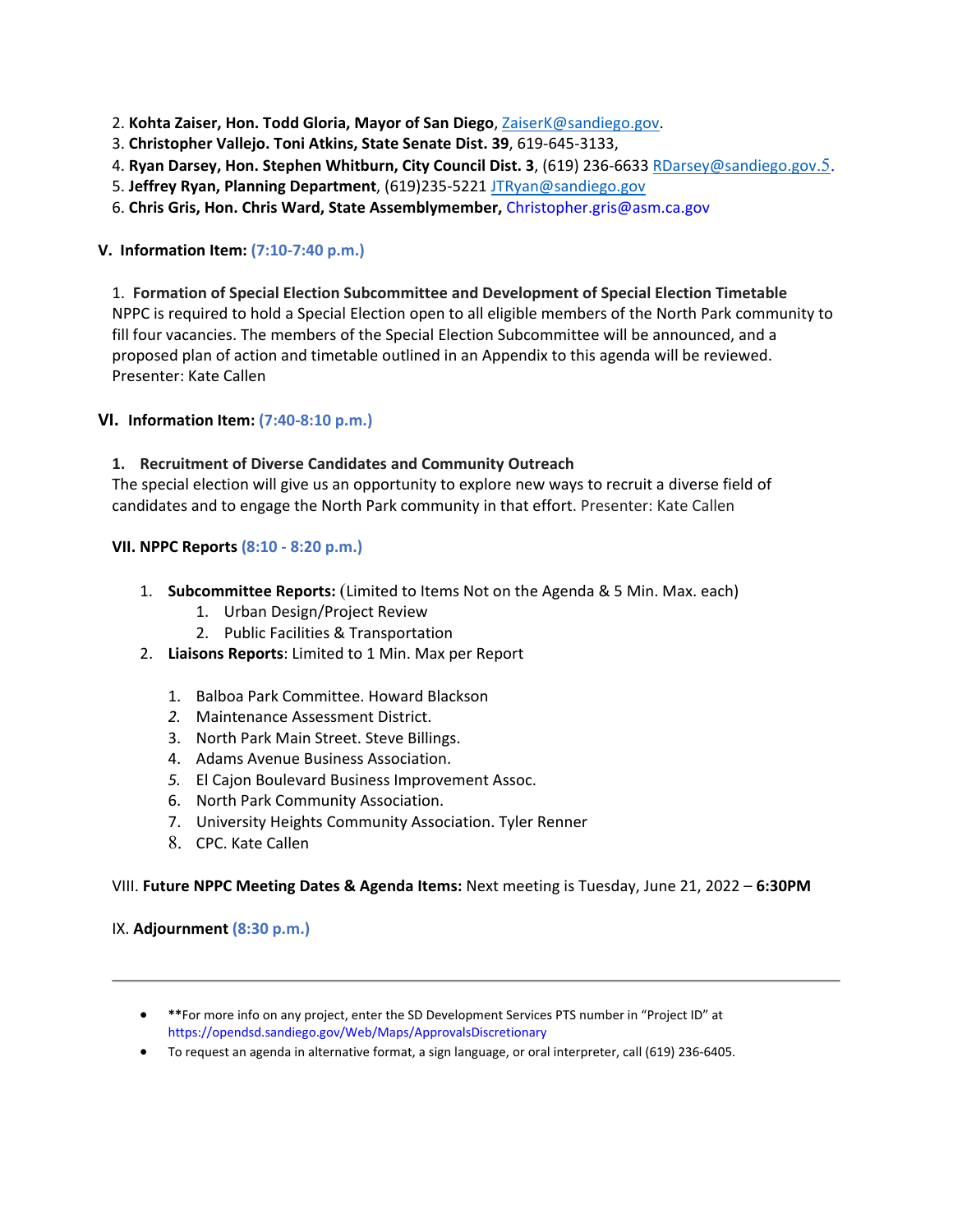2. **Kohta Zaiser, Hon. Todd Gloria, Mayor of San Diego**, ZaiserK@sandiego.gov.
3. **Christopher Vallejo. Toni Atkins, State Senate Dist. 39**, 619-645-3133,
4. **Ryan Darsey, Hon. Stephen Whitburn, City Council Dist. 3**, (619) 236-6633 RDarsey@sandiego.gov.5.
5. **Jeffrey Ryan, Planning Department**, (619)235-5221 JTRyan@sandiego.gov
6. **Chris Gris, Hon. Chris Ward, State Assemblymember,** Christopher.gris@asm.ca.gov

## V. Information Item: (7:10-7:40 p.m.)

1. **Formation of Special Election Subcommittee and Development of Special Election Timetable**
NPPC is required to hold a Special Election open to all eligible members of the North Park community to fill four vacancies. The members of the Special Election Subcommittee will be announced, and a proposed plan of action and timetable outlined in an Appendix to this agenda will be reviewed. Presenter: Kate Callen

## VI. Information Item: (7:40-8:10 p.m.)

1. **Recruitment of Diverse Candidates and Community Outreach**
The special election will give us an opportunity to explore new ways to recruit a diverse field of candidates and to engage the North Park community in that effort. Presenter: Kate Callen

## VII. NPPC Reports (8:10 - 8:20 p.m.)

1. **Subcommittee Reports:** (Limited to Items Not on the Agenda & 5 Min. Max. each)
    1. Urban Design/Project Review
    2. Public Facilities & Transportation
2. **Liaisons Reports**: Limited to 1 Min. Max per Report
    1. Balboa Park Committee. Howard Blackson
    2. Maintenance Assessment District.
    3. North Park Main Street. Steve Billings.
    4. Adams Avenue Business Association.
    5. El Cajon Boulevard Business Improvement Assoc.
    6. North Park Community Association.
    7. University Heights Community Association. Tyler Renner
    8. CPC. Kate Callen

VIII. **Future NPPC Meeting Dates & Agenda Items:** Next meeting is Tuesday, June 21, 2022 – **6:30PM**

IX. **Adjournment (8:30 p.m.)**

---

- **For more info on any project, enter the SD Development Services PTS number in "Project ID" at https://opendsd.sandiego.gov/Web/Maps/ApprovalsDiscretionary
- To request an agenda in alternative format, a sign language, or oral interpreter, call (619) 236-6405.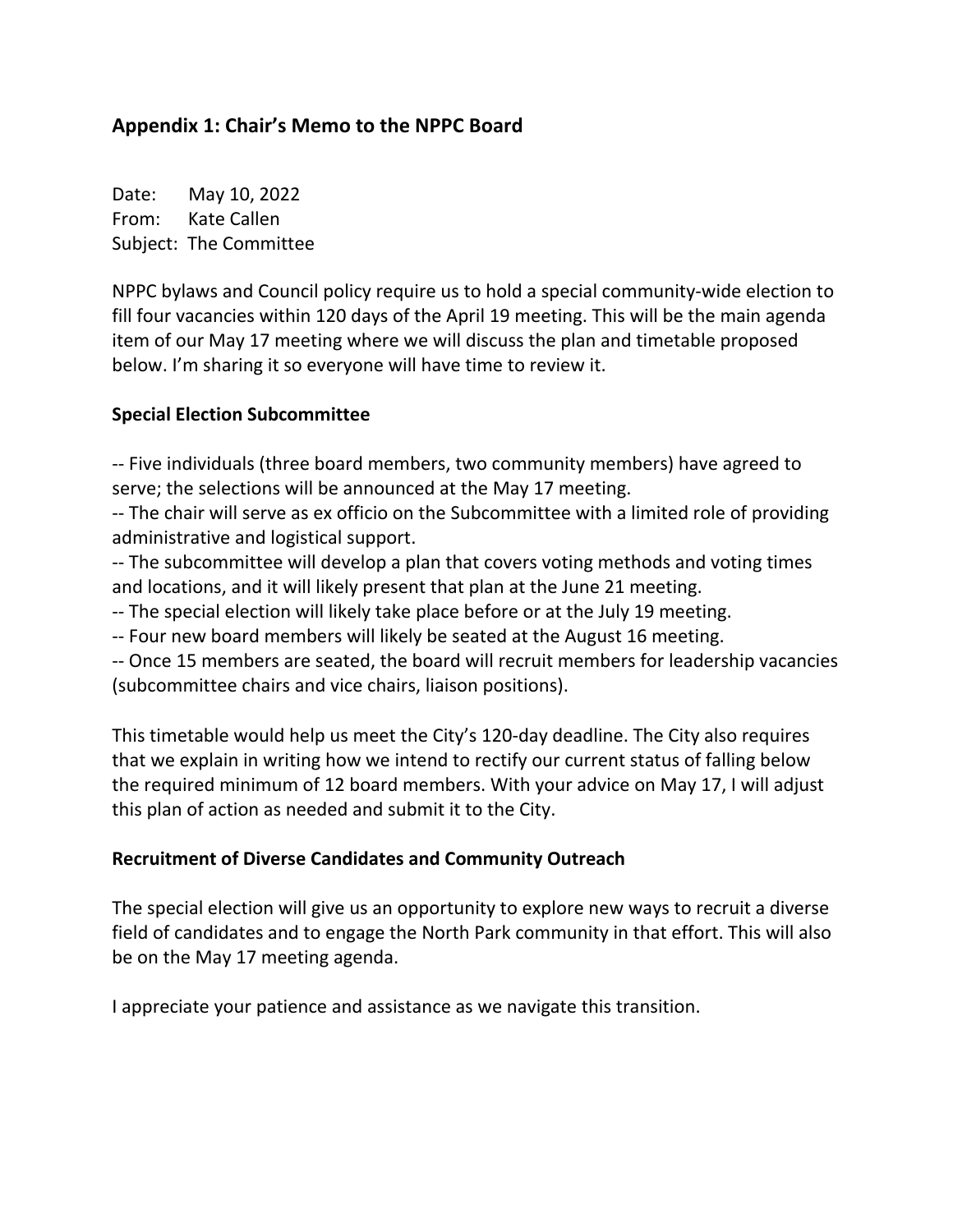## Appendix 1: Chair's Memo to the NPPC Board

Date: May 10, 2022
From: Kate Callen
Subject: The Committee

NPPC bylaws and Council policy require us to hold a special community-wide election to fill four vacancies within 120 days of the April 19 meeting. This will be the main agenda item of our May 17 meeting where we will discuss the plan and timetable proposed below. I'm sharing it so everyone will have time to review it.

### Special Election Subcommittee

-- Five individuals (three board members, two community members) have agreed to serve; the selections will be announced at the May 17 meeting.
-- The chair will serve as ex officio on the Subcommittee with a limited role of providing administrative and logistical support.
-- The subcommittee will develop a plan that covers voting methods and voting times and locations, and it will likely present that plan at the June 21 meeting.
-- The special election will likely take place before or at the July 19 meeting.
-- Four new board members will likely be seated at the August 16 meeting.
-- Once 15 members are seated, the board will recruit members for leadership vacancies (subcommittee chairs and vice chairs, liaison positions).

This timetable would help us meet the City's 120-day deadline. The City also requires that we explain in writing how we intend to rectify our current status of falling below the required minimum of 12 board members. With your advice on May 17, I will adjust this plan of action as needed and submit it to the City.

### Recruitment of Diverse Candidates and Community Outreach

The special election will give us an opportunity to explore new ways to recruit a diverse field of candidates and to engage the North Park community in that effort. This will also be on the May 17 meeting agenda.

I appreciate your patience and assistance as we navigate this transition.